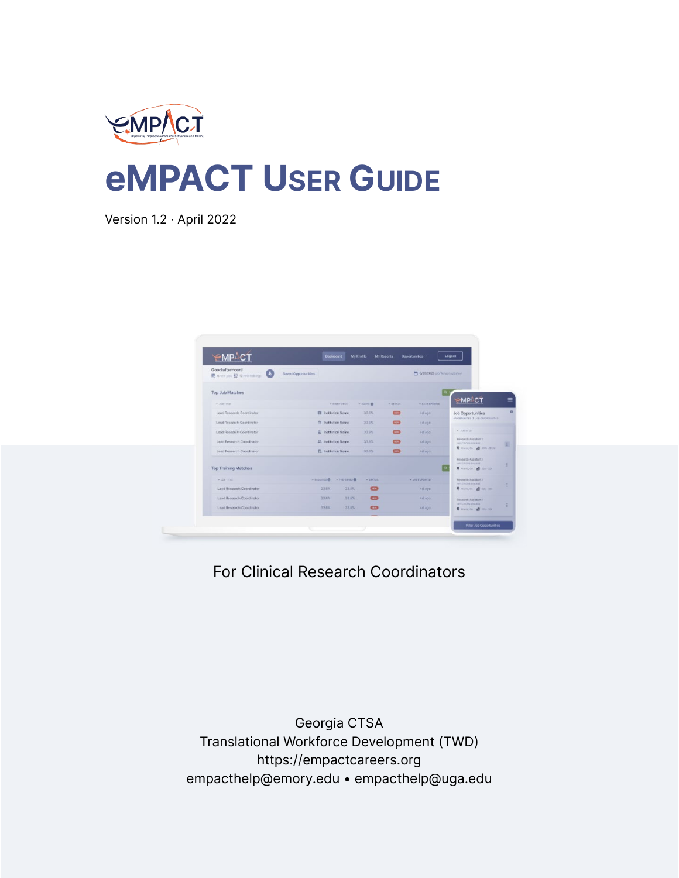# eMPACT User Guide

Version 1.2 · April 2022

For Clinical Research Coordinators

Georgia CTSA
Translational Workforce Development (TWD)
https://empactcareers.org
empacthelp@emory.edu • empacthelp@uga.edu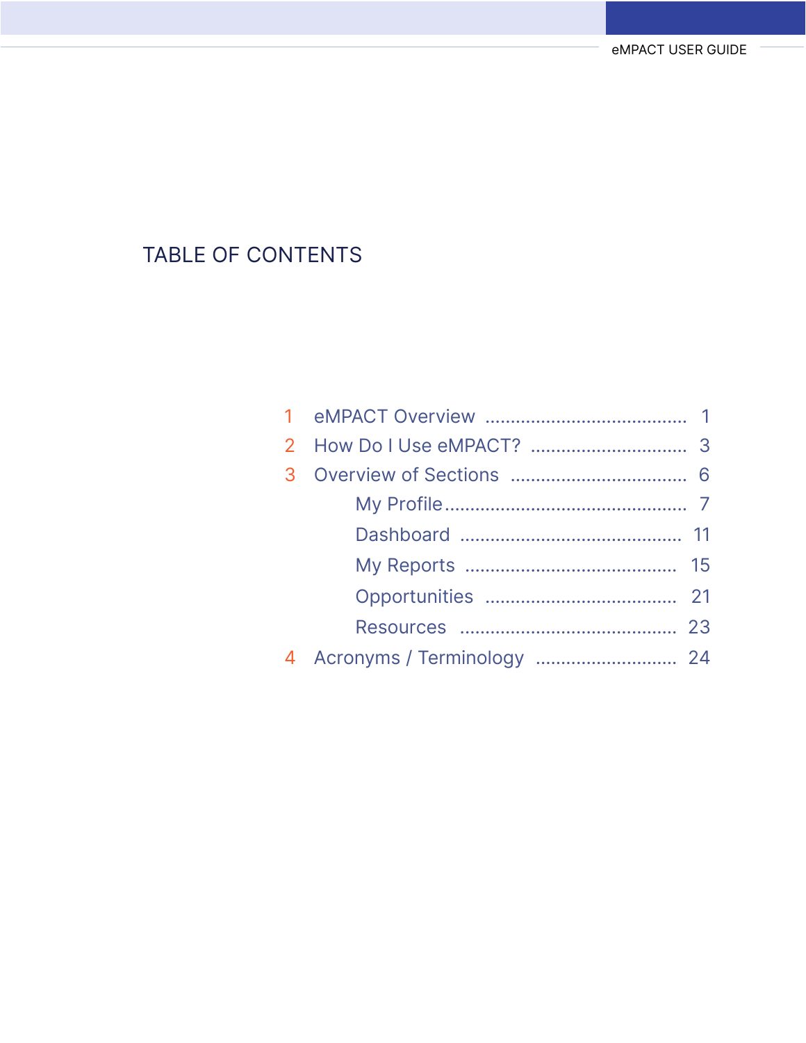# TABLE OF CONTENTS

1 eMPACT Overview ........................................ 1
2 How Do I Use eMPACT? ............................... 3
3 Overview of Sections ................................... 6
    - My Profile ................................................ 7
    - Dashboard ............................................ 11
    - My Reports .......................................... 15
    - Opportunities ...................................... 21
    - Resources ........................................... 23

4 Acronyms / Terminology ............................ 24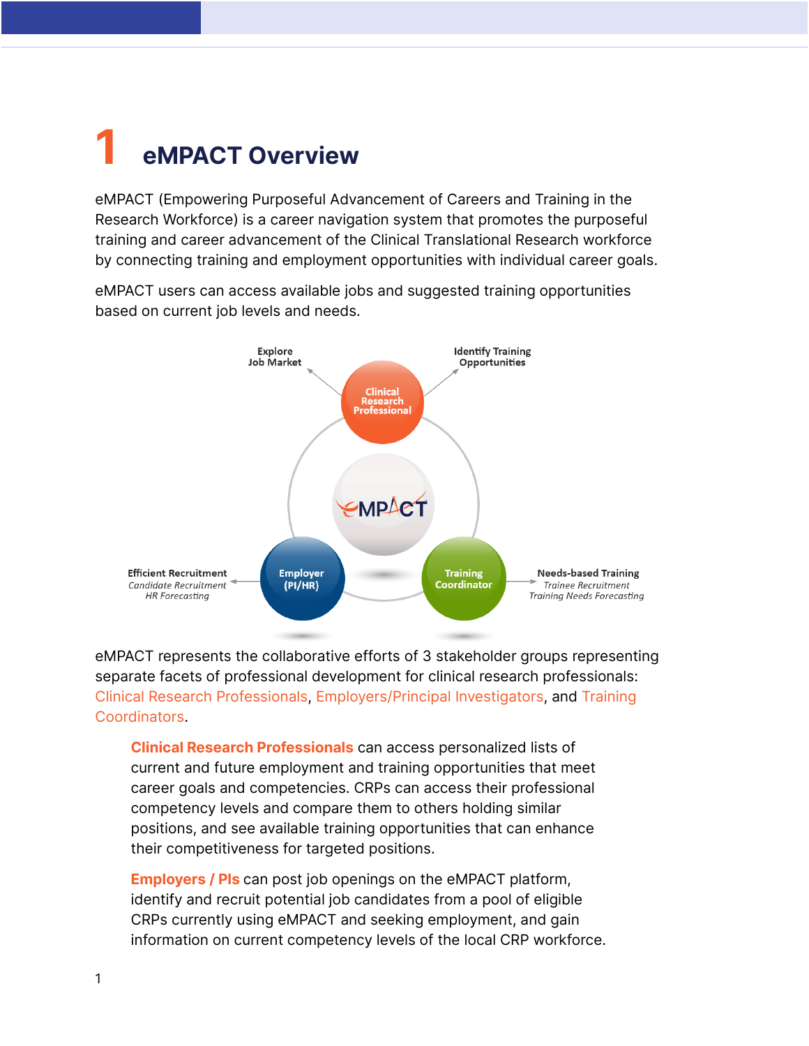# 1 eMPACT Overview

eMPACT (Empowering Purposeful Advancement of Careers and Training in the Research Workforce) is a career navigation system that promotes the purposeful training and career advancement of the Clinical Translational Research workforce by connecting training and employment opportunities with individual career goals.

eMPACT users can access available jobs and suggested training opportunities based on current job levels and needs.

Explore Job Market

Identify Training Opportunities

Clinical Research Professional

eMPACT

Efficient Recruitment
*Candidate Recruitment*
*HR Forecasting*

Employer (PI/HR)

Training Coordinator

Needs-based Training
*Trainee Recruitment*
*Training Needs Forecasting*

eMPACT represents the collaborative efforts of 3 stakeholder groups representing separate facets of professional development for clinical research professionals: Clinical Research Professionals, Employers/Principal Investigators, and Training Coordinators.

> **Clinical Research Professionals** can access personalized lists of current and future employment and training opportunities that meet career goals and competencies. CRPs can access their professional competency levels and compare them to others holding similar positions, and see available training opportunities that can enhance their competitiveness for targeted positions.
>
> **Employers / PIs** can post job openings on the eMPACT platform, identify and recruit potential job candidates from a pool of eligible CRPs currently using eMPACT and seeking employment, and gain information on current competency levels of the local CRP workforce.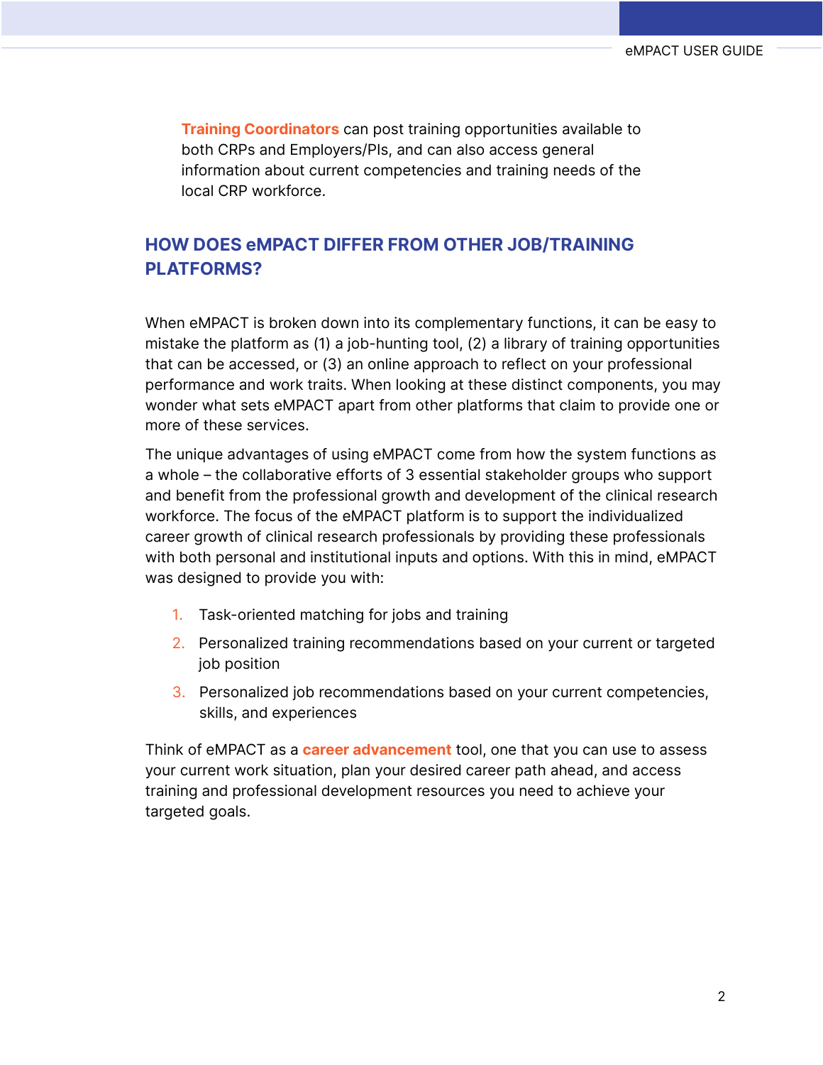**Training Coordinators** can post training opportunities available to both CRPs and Employers/PIs, and can also access general information about current competencies and training needs of the local CRP workforce.

## HOW DOES eMPACT DIFFER FROM OTHER JOB/TRAINING PLATFORMS?

When eMPACT is broken down into its complementary functions, it can be easy to mistake the platform as (1) a job-hunting tool, (2) a library of training opportunities that can be accessed, or (3) an online approach to reflect on your professional performance and work traits. When looking at these distinct components, you may wonder what sets eMPACT apart from other platforms that claim to provide one or more of these services.

The unique advantages of using eMPACT come from how the system functions as a whole – the collaborative efforts of 3 essential stakeholder groups who support and benefit from the professional growth and development of the clinical research workforce. The focus of the eMPACT platform is to support the individualized career growth of clinical research professionals by providing these professionals with both personal and institutional inputs and options. With this in mind, eMPACT was designed to provide you with:

1. Task-oriented matching for jobs and training
2. Personalized training recommendations based on your current or targeted job position
3. Personalized job recommendations based on your current competencies, skills, and experiences

Think of eMPACT as a **career advancement** tool, one that you can use to assess your current work situation, plan your desired career path ahead, and access training and professional development resources you need to achieve your targeted goals.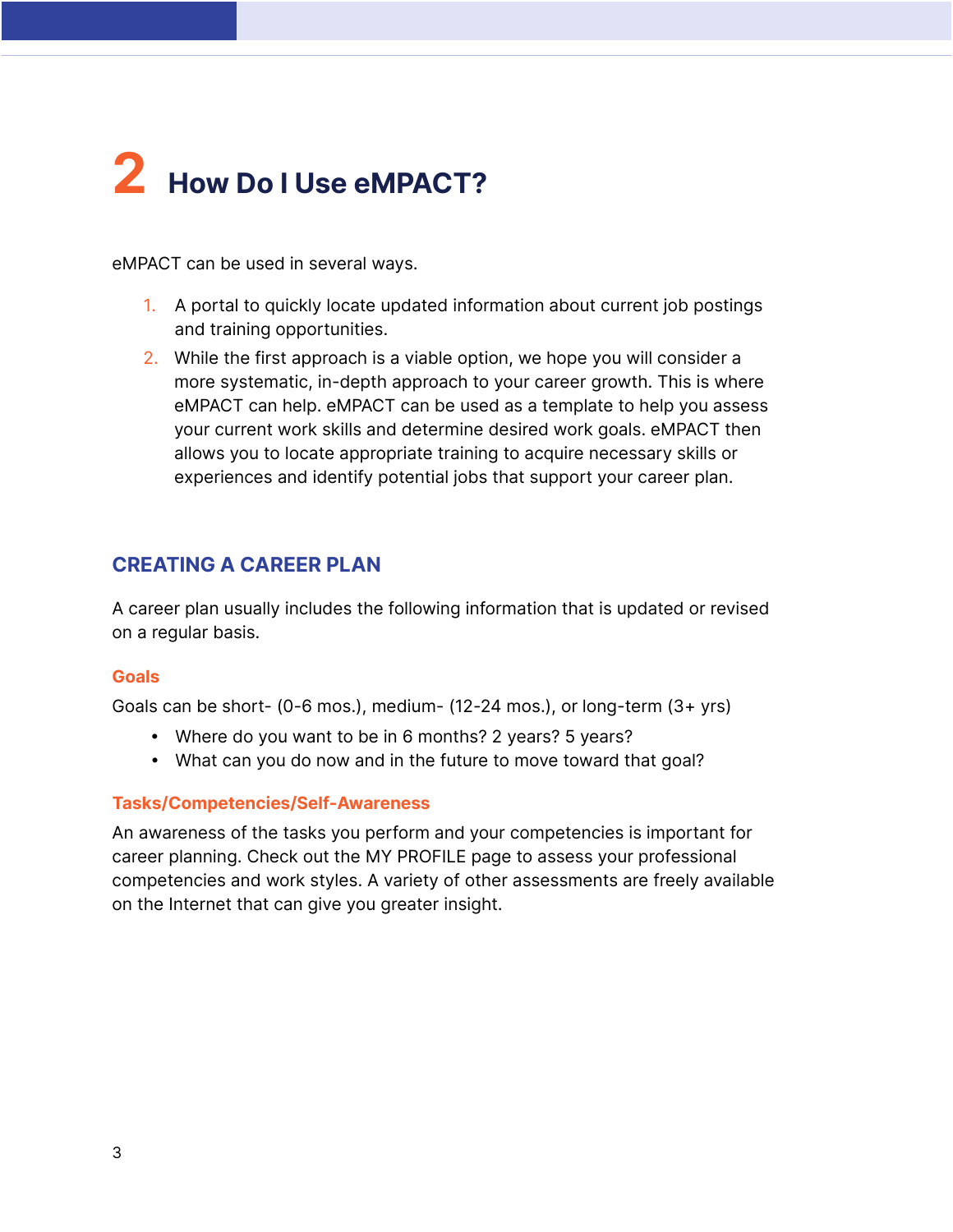# 2 How Do I Use eMPACT?

eMPACT can be used in several ways.

1. A portal to quickly locate updated information about current job postings and training opportunities.
2. While the first approach is a viable option, we hope you will consider a more systematic, in-depth approach to your career growth. This is where eMPACT can help. eMPACT can be used as a template to help you assess your current work skills and determine desired work goals. eMPACT then allows you to locate appropriate training to acquire necessary skills or experiences and identify potential jobs that support your career plan.

## CREATING A CAREER PLAN

A career plan usually includes the following information that is updated or revised on a regular basis.

### Goals

Goals can be short- (0-6 mos.), medium- (12-24 mos.), or long-term (3+ yrs)

- Where do you want to be in 6 months? 2 years? 5 years?
- What can you do now and in the future to move toward that goal?

### Tasks/Competencies/Self-Awareness

An awareness of the tasks you perform and your competencies is important for career planning. Check out the MY PROFILE page to assess your professional competencies and work styles. A variety of other assessments are freely available on the Internet that can give you greater insight.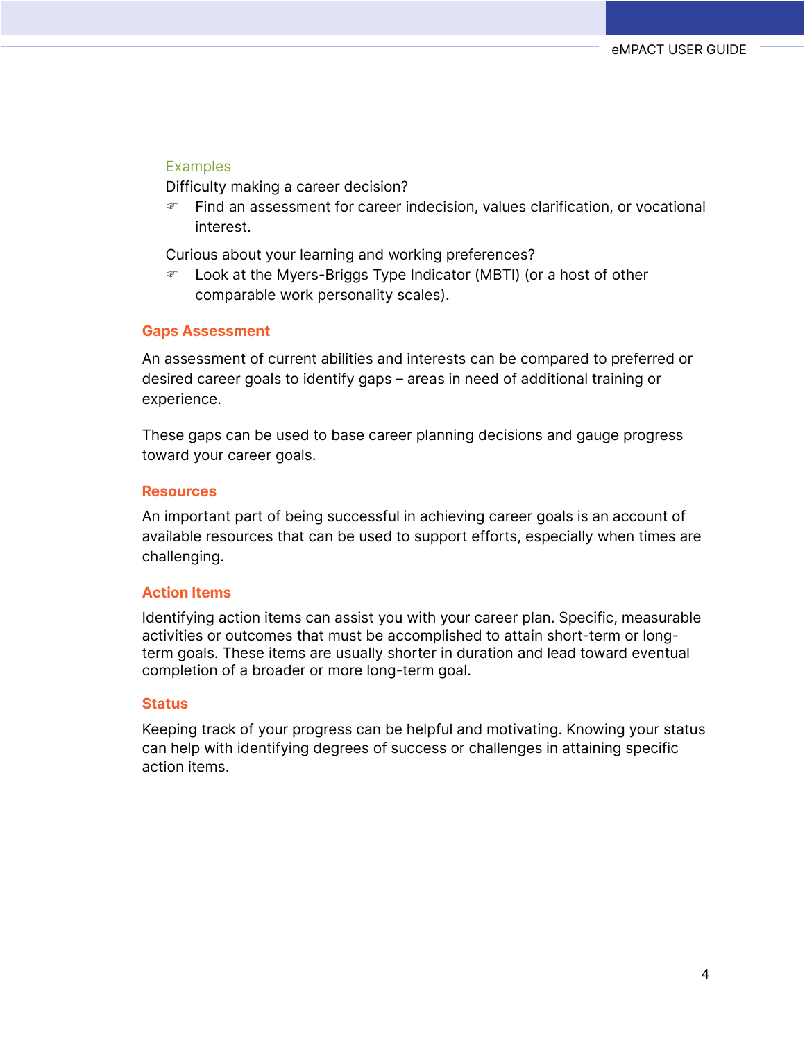Examples

Difficulty making a career decision?

- Find an assessment for career indecision, values clarification, or vocational interest.

Curious about your learning and working preferences?

- Look at the Myers-Briggs Type Indicator (MBTI) (or a host of other comparable work personality scales).

### Gaps Assessment

An assessment of current abilities and interests can be compared to preferred or desired career goals to identify gaps – areas in need of additional training or experience.

These gaps can be used to base career planning decisions and gauge progress toward your career goals.

### Resources

An important part of being successful in achieving career goals is an account of available resources that can be used to support efforts, especially when times are challenging.

### Action Items

Identifying action items can assist you with your career plan. Specific, measurable activities or outcomes that must be accomplished to attain short-term or long-term goals. These items are usually shorter in duration and lead toward eventual completion of a broader or more long-term goal.

### Status

Keeping track of your progress can be helpful and motivating. Knowing your status can help with identifying degrees of success or challenges in attaining specific action items.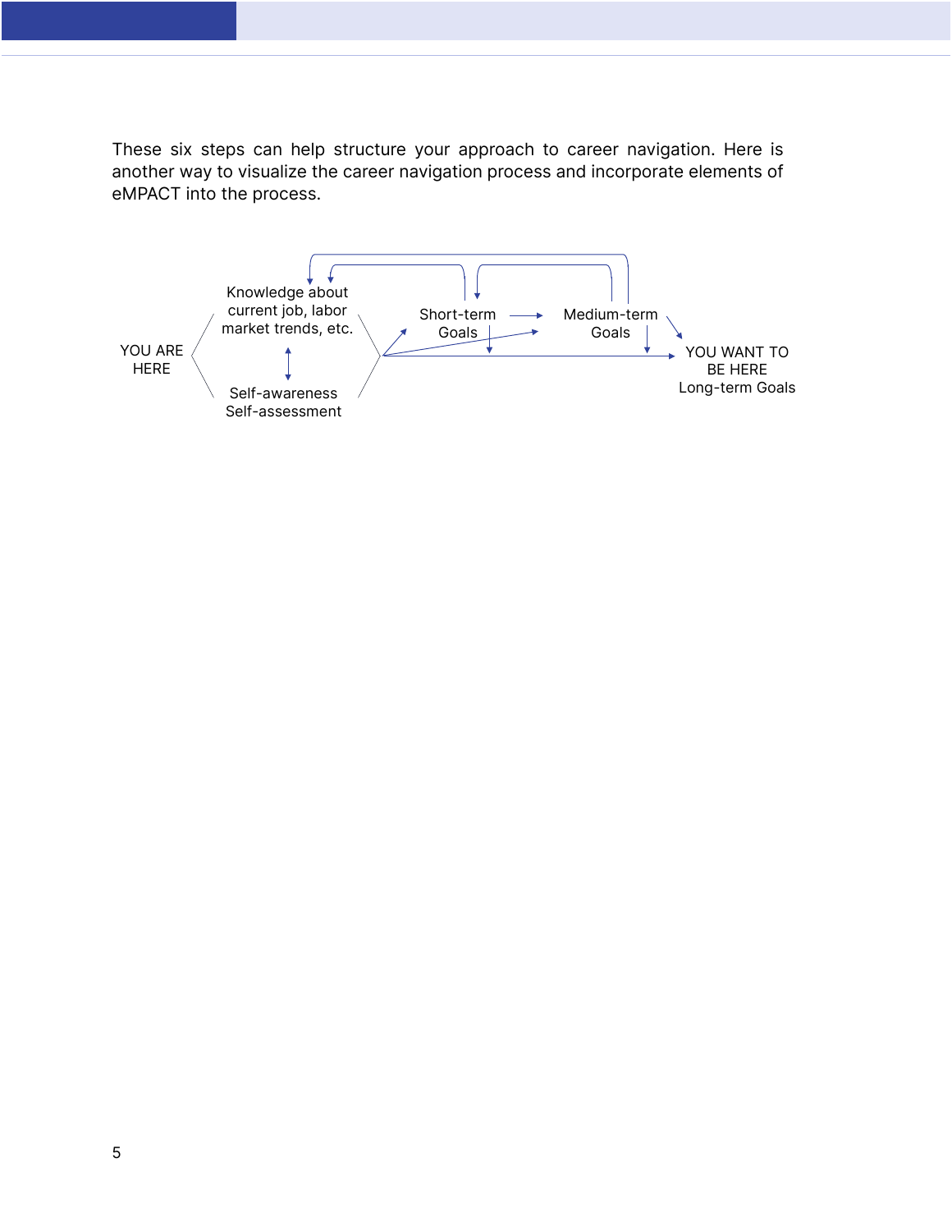These six steps can help structure your approach to career navigation. Here is another way to visualize the career navigation process and incorporate elements of eMPACT into the process.

YOU ARE HERE

Knowledge about current job, labor market trends, etc.

Self-awareness Self-assessment

Short-term Goals

Medium-term Goals

YOU WANT TO BE HERE Long-term Goals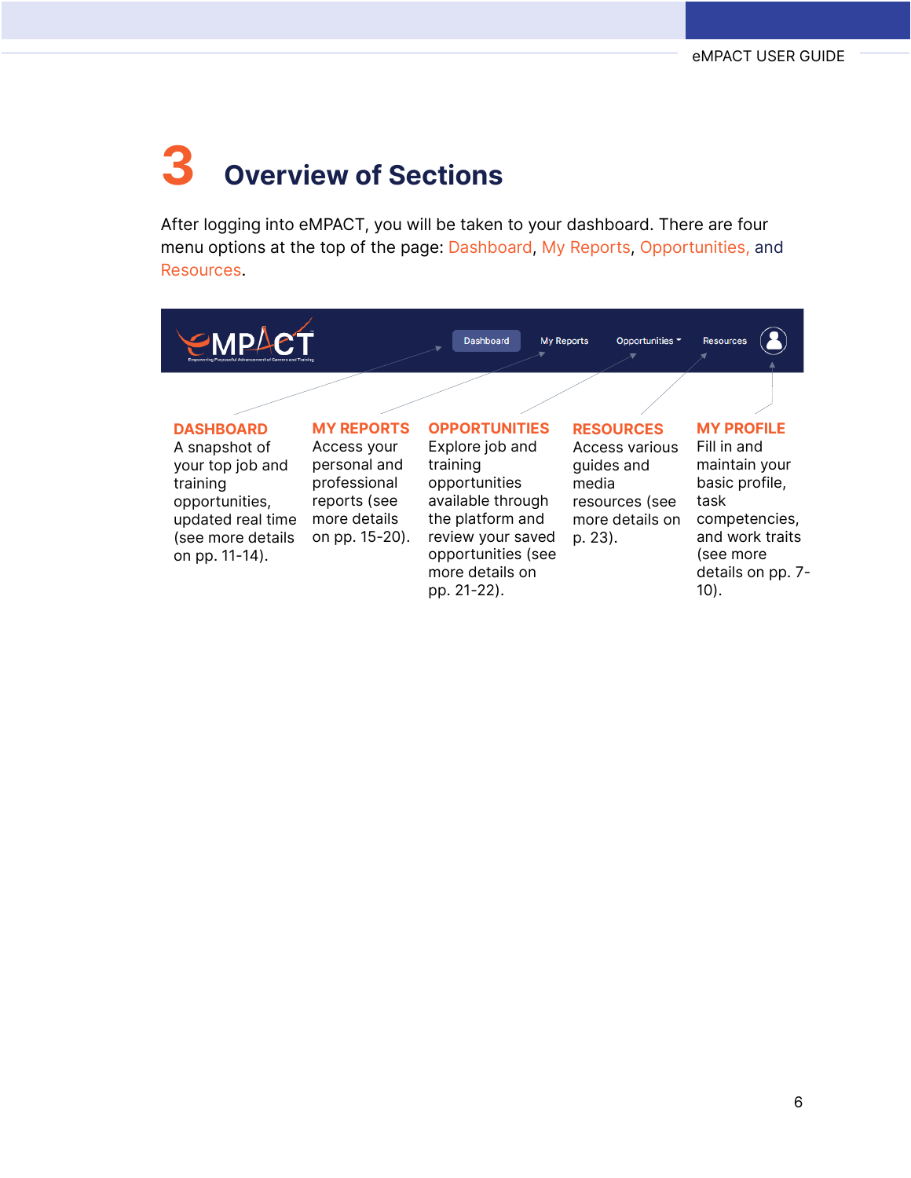# 3 Overview of Sections

After logging into eMPACT, you will be taken to your dashboard. There are four menu options at the top of the page: Dashboard, My Reports, Opportunities, and Resources.

**DASHBOARD**
A snapshot of your top job and training opportunities, updated real time (see more details on pp. 11-14).

**MY REPORTS**
Access your personal and professional reports (see more details on pp. 15-20).

**OPPORTUNITIES**
Explore job and training opportunities available through the platform and review your saved opportunities (see more details on pp. 21-22).

**RESOURCES**
Access various guides and media resources (see more details on p. 23).

**MY PROFILE**
Fill in and maintain your basic profile, task competencies, and work traits (see more details on pp. 7-10).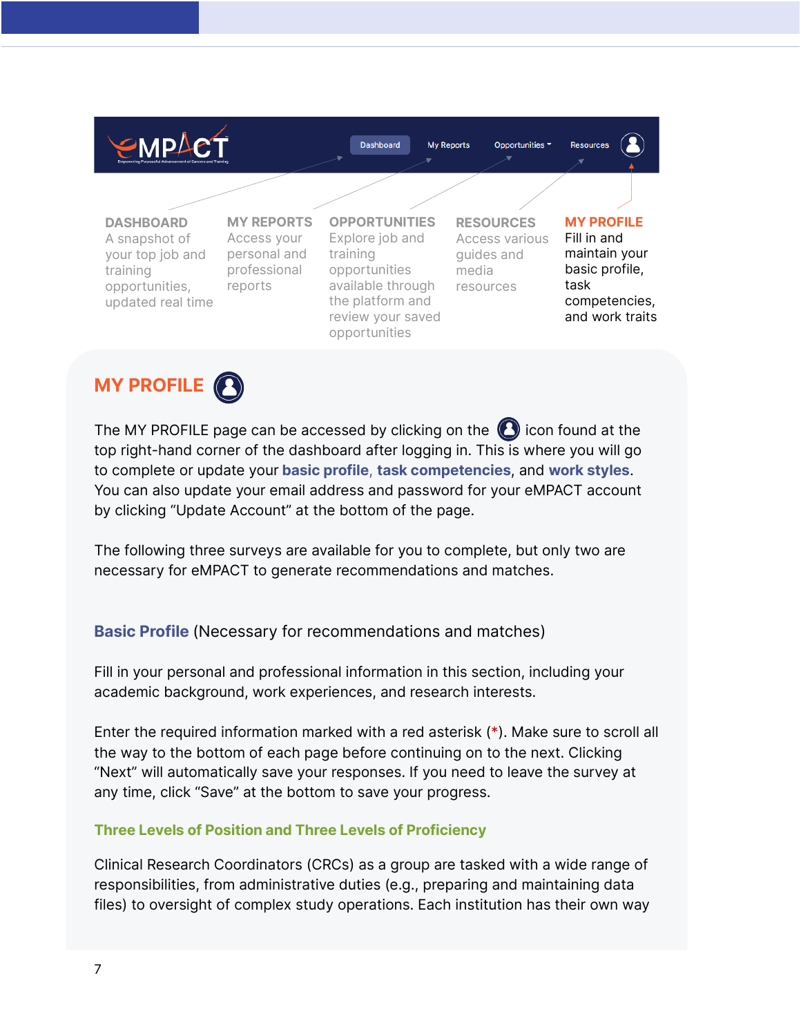**DASHBOARD**
A snapshot of your top job and training opportunities, updated real time

**MY REPORTS**
Access your personal and professional reports

**OPPORTUNITIES**
Explore job and training opportunities available through the platform and review your saved opportunities

**RESOURCES**
Access various guides and media resources

**MY PROFILE**
Fill in and maintain your basic profile, task competencies, and work traits

## MY PROFILE

The MY PROFILE page can be accessed by clicking on the icon found at the top right-hand corner of the dashboard after logging in. This is where you will go to complete or update your **basic profile**, **task competencies**, and **work styles**. You can also update your email address and password for your eMPACT account by clicking "Update Account" at the bottom of the page.

The following three surveys are available for you to complete, but only two are necessary for eMPACT to generate recommendations and matches.

### Basic Profile (Necessary for recommendations and matches)

Fill in your personal and professional information in this section, including your academic background, work experiences, and research interests.

Enter the required information marked with a red asterisk (*). Make sure to scroll all the way to the bottom of each page before continuing on to the next. Clicking "Next" will automatically save your responses. If you need to leave the survey at any time, click "Save" at the bottom to save your progress.

#### Three Levels of Position and Three Levels of Proficiency

Clinical Research Coordinators (CRCs) as a group are tasked with a wide range of responsibilities, from administrative duties (e.g., preparing and maintaining data files) to oversight of complex study operations. Each institution has their own way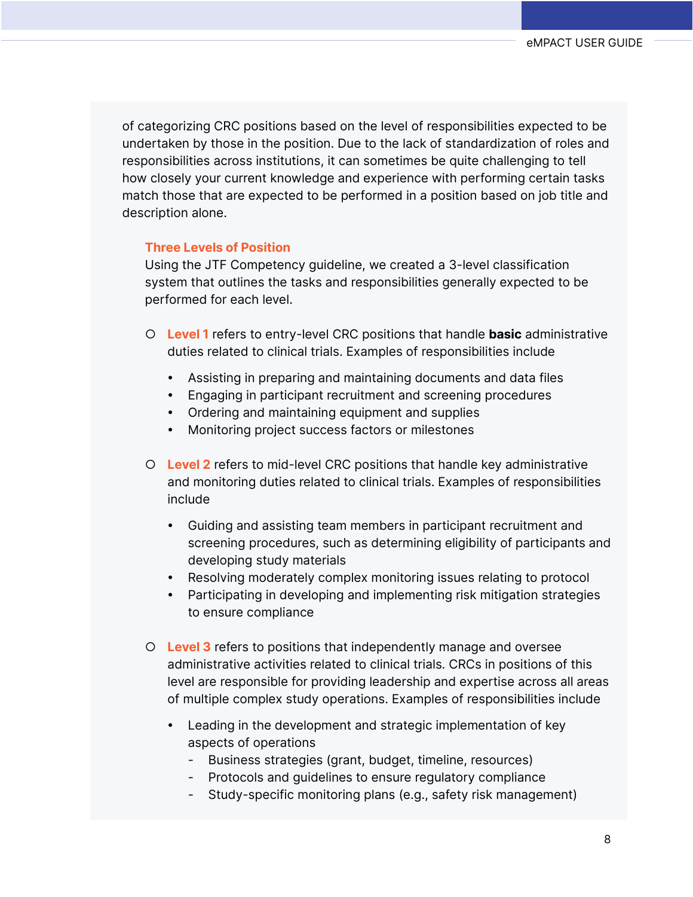of categorizing CRC positions based on the level of responsibilities expected to be undertaken by those in the position. Due to the lack of standardization of roles and responsibilities across institutions, it can sometimes be quite challenging to tell how closely your current knowledge and experience with performing certain tasks match those that are expected to be performed in a position based on job title and description alone.

### Three Levels of Position

Using the JTF Competency guideline, we created a 3-level classification system that outlines the tasks and responsibilities generally expected to be performed for each level.

- **Level 1** refers to entry-level CRC positions that handle **basic** administrative duties related to clinical trials. Examples of responsibilities include
  - Assisting in preparing and maintaining documents and data files
  - Engaging in participant recruitment and screening procedures
  - Ordering and maintaining equipment and supplies
  - Monitoring project success factors or milestones

- **Level 2** refers to mid-level CRC positions that handle key administrative and monitoring duties related to clinical trials. Examples of responsibilities include
  - Guiding and assisting team members in participant recruitment and screening procedures, such as determining eligibility of participants and developing study materials
  - Resolving moderately complex monitoring issues relating to protocol
  - Participating in developing and implementing risk mitigation strategies to ensure compliance

- **Level 3** refers to positions that independently manage and oversee administrative activities related to clinical trials. CRCs in positions of this level are responsible for providing leadership and expertise across all areas of multiple complex study operations. Examples of responsibilities include
  - Leading in the development and strategic implementation of key aspects of operations
    - Business strategies (grant, budget, timeline, resources)
    - Protocols and guidelines to ensure regulatory compliance
    - Study-specific monitoring plans (e.g., safety risk management)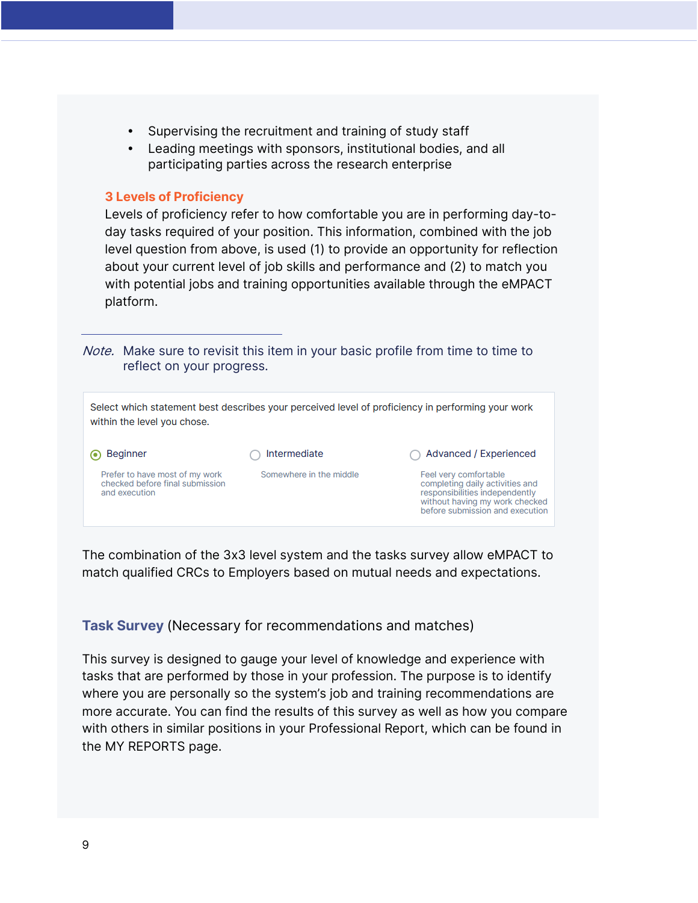- Supervising the recruitment and training of study staff
- Leading meetings with sponsors, institutional bodies, and all participating parties across the research enterprise

### 3 Levels of Proficiency

Levels of proficiency refer to how comfortable you are in performing day-to-day tasks required of your position. This information, combined with the job level question from above, is used (1) to provide an opportunity for reflection about your current level of job skills and performance and (2) to match you with potential jobs and training opportunities available through the eMPACT platform.

---

*Note.* Make sure to revisit this item in your basic profile from time to time to reflect on your progress.

Select which statement best describes your perceived level of proficiency in performing your work within the level you chose.

- (●) Beginner — Prefer to have most of my work checked before final submission and execution
- ( ) Intermediate — Somewhere in the middle
- ( ) Advanced / Experienced — Feel very comfortable completing daily activities and responsibilities independently without having my work checked before submission and execution

The combination of the 3x3 level system and the tasks survey allow eMPACT to match qualified CRCs to Employers based on mutual needs and expectations.

## **Task Survey** (Necessary for recommendations and matches)

This survey is designed to gauge your level of knowledge and experience with tasks that are performed by those in your profession. The purpose is to identify where you are personally so the system's job and training recommendations are more accurate. You can find the results of this survey as well as how you compare with others in similar positions in your Professional Report, which can be found in the MY REPORTS page.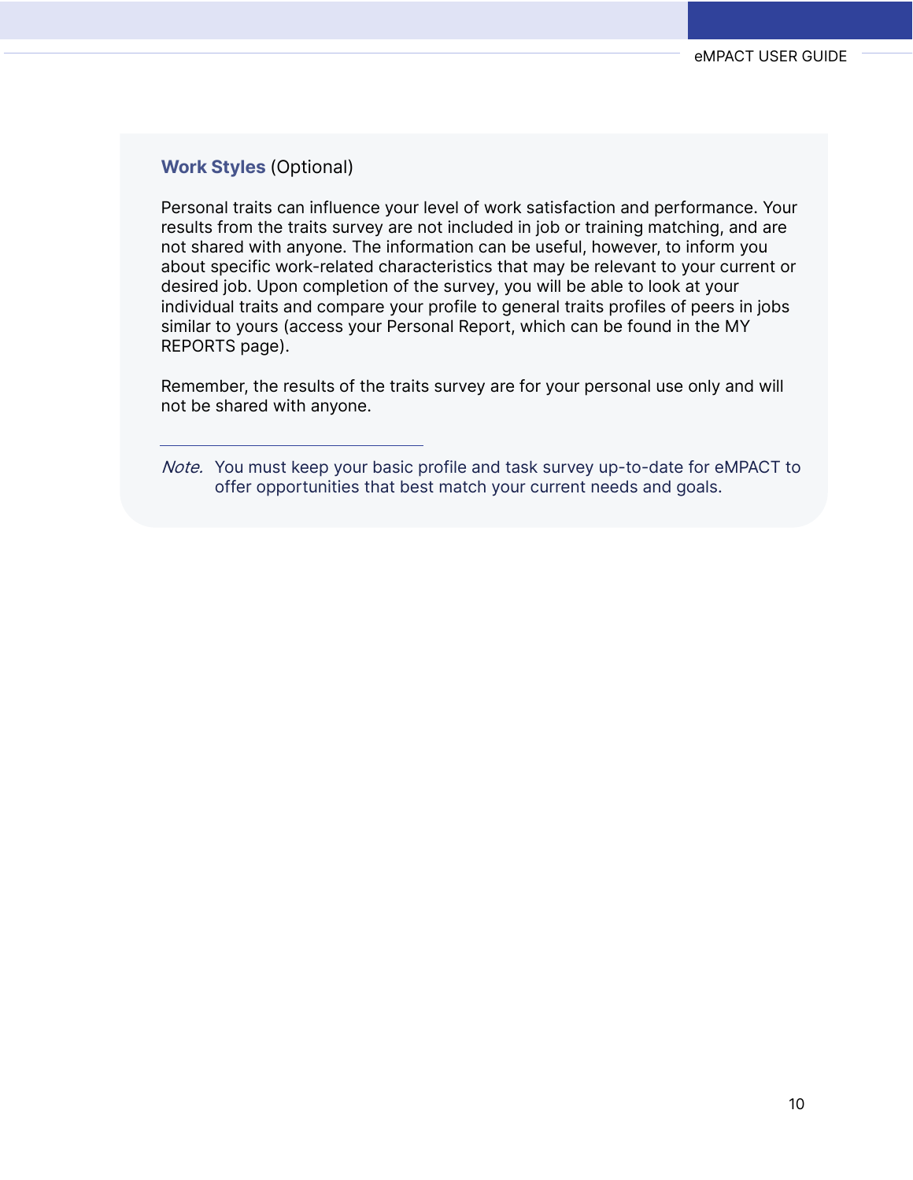**Work Styles** (Optional)

Personal traits can influence your level of work satisfaction and performance. Your results from the traits survey are not included in job or training matching, and are not shared with anyone. The information can be useful, however, to inform you about specific work-related characteristics that may be relevant to your current or desired job. Upon completion of the survey, you will be able to look at your individual traits and compare your profile to general traits profiles of peers in jobs similar to yours (access your Personal Report, which can be found in the MY REPORTS page).

Remember, the results of the traits survey are for your personal use only and will not be shared with anyone.

---

*Note.* You must keep your basic profile and task survey up-to-date for eMPACT to offer opportunities that best match your current needs and goals.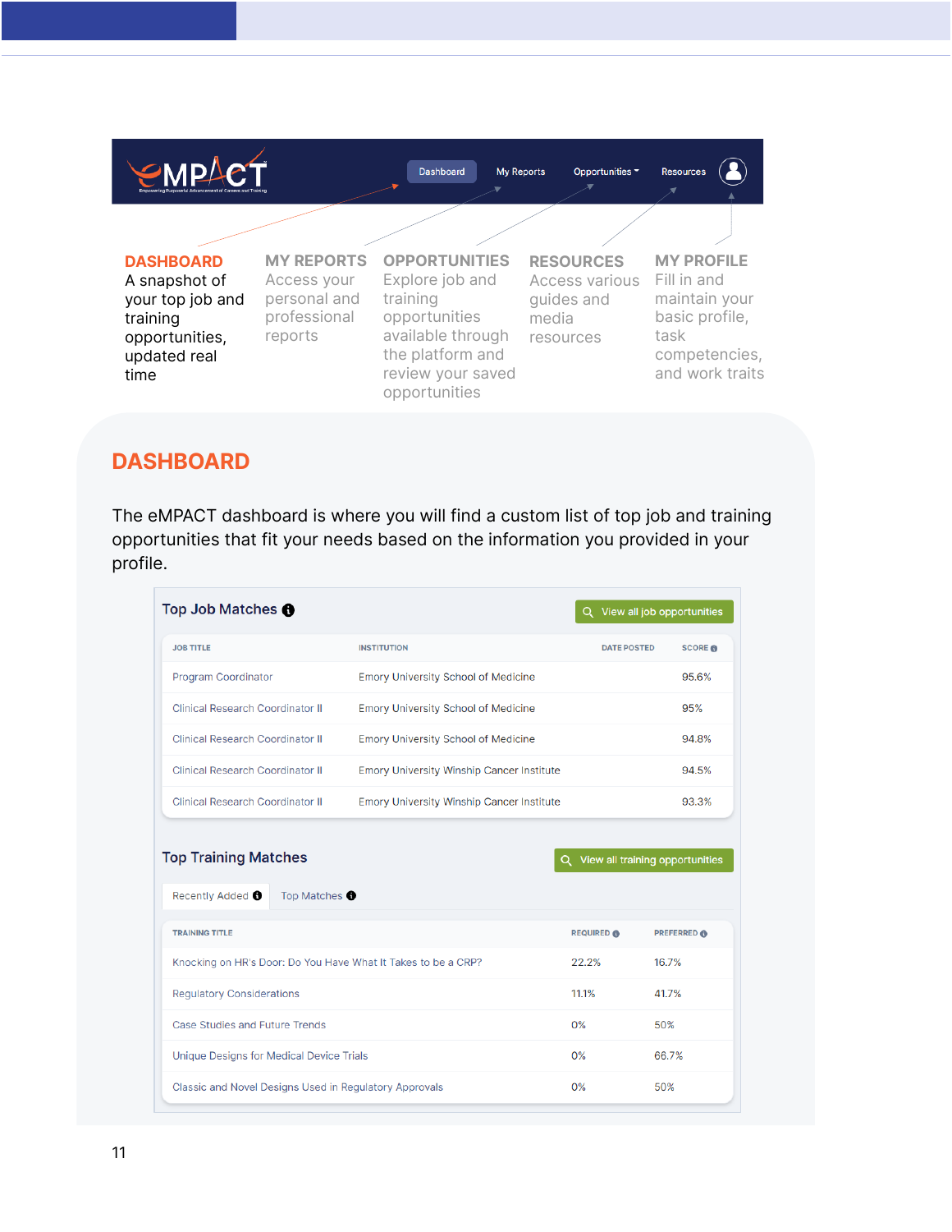eMPACT

Dashboard | My Reports | Opportunities | Resources

**DASHBOARD**
A snapshot of your top job and training opportunities, updated real time

**MY REPORTS**
Access your personal and professional reports

**OPPORTUNITIES**
Explore job and training opportunities available through the platform and review your saved opportunities

**RESOURCES**
Access various guides and media resources

**MY PROFILE**
Fill in and maintain your basic profile, task competencies, and work traits

## DASHBOARD

The eMPACT dashboard is where you will find a custom list of top job and training opportunities that fit your needs based on the information you provided in your profile.

### Top Job Matches

View all job opportunities

| JOB TITLE | INSTITUTION | DATE POSTED | SCORE |
|---|---|---|---|
| Program Coordinator | Emory University School of Medicine | | 95.6% |
| Clinical Research Coordinator II | Emory University School of Medicine | | 95% |
| Clinical Research Coordinator II | Emory University School of Medicine | | 94.8% |
| Clinical Research Coordinator II | Emory University Winship Cancer Institute | | 94.5% |
| Clinical Research Coordinator II | Emory University Winship Cancer Institute | | 93.3% |

### Top Training Matches

View all training opportunities

Recently Added | Top Matches

| TRAINING TITLE | REQUIRED | PREFERRED |
|---|---|---|
| Knocking on HR's Door: Do You Have What It Takes to be a CRP? | 22.2% | 16.7% |
| Regulatory Considerations | 11.1% | 41.7% |
| Case Studies and Future Trends | 0% | 50% |
| Unique Designs for Medical Device Trials | 0% | 66.7% |
| Classic and Novel Designs Used in Regulatory Approvals | 0% | 50% |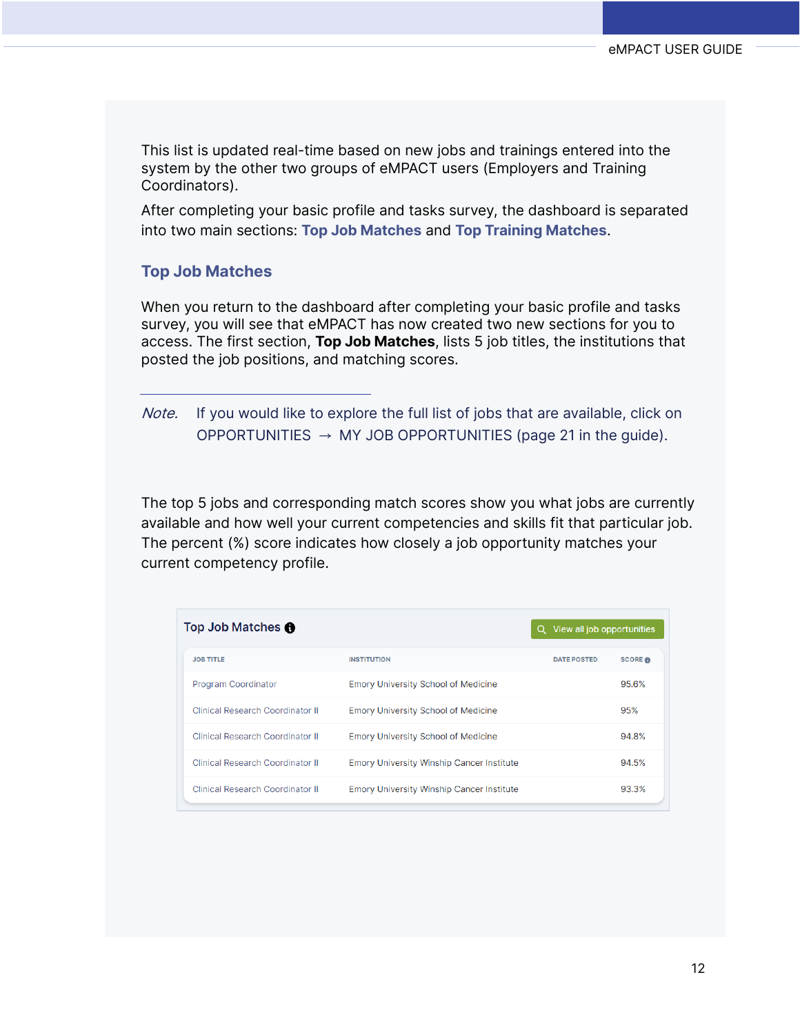This list is updated real-time based on new jobs and trainings entered into the system by the other two groups of eMPACT users (Employers and Training Coordinators).

After completing your basic profile and tasks survey, the dashboard is separated into two main sections: **Top Job Matches** and **Top Training Matches**.

## Top Job Matches

When you return to the dashboard after completing your basic profile and tasks survey, you will see that eMPACT has now created two new sections for you to access. The first section, **Top Job Matches**, lists 5 job titles, the institutions that posted the job positions, and matching scores.

---

*Note.* If you would like to explore the full list of jobs that are available, click on OPPORTUNITIES → MY JOB OPPORTUNITIES (page 21 in the guide).

The top 5 jobs and corresponding match scores show you what jobs are currently available and how well your current competencies and skills fit that particular job. The percent (%) score indicates how closely a job opportunity matches your current competency profile.

**Top Job Matches** — View all job opportunities

| JOB TITLE | INSTITUTION | DATE POSTED | SCORE |
|---|---|---|---|
| Program Coordinator | Emory University School of Medicine | | 95.6% |
| Clinical Research Coordinator II | Emory University School of Medicine | | 95% |
| Clinical Research Coordinator II | Emory University School of Medicine | | 94.8% |
| Clinical Research Coordinator II | Emory University Winship Cancer Institute | | 94.5% |
| Clinical Research Coordinator II | Emory University Winship Cancer Institute | | 93.3% |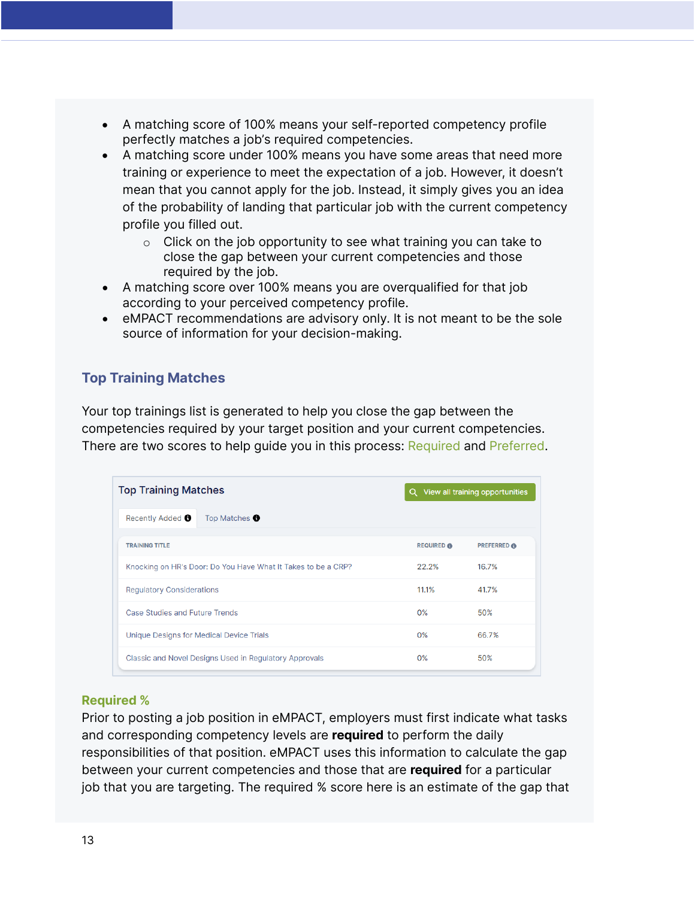- A matching score of 100% means your self-reported competency profile perfectly matches a job's required competencies.
- A matching score under 100% means you have some areas that need more training or experience to meet the expectation of a job. However, it doesn't mean that you cannot apply for the job. Instead, it simply gives you an idea of the probability of landing that particular job with the current competency profile you filled out.
    - Click on the job opportunity to see what training you can take to close the gap between your current competencies and those required by the job.
- A matching score over 100% means you are overqualified for that job according to your perceived competency profile.
- eMPACT recommendations are advisory only. It is not meant to be the sole source of information for your decision-making.

## Top Training Matches

Your top trainings list is generated to help you close the gap between the competencies required by your target position and your current competencies. There are two scores to help guide you in this process: Required and Preferred.

**Top Training Matches**

View all training opportunities

Recently Added | Top Matches

| TRAINING TITLE | REQUIRED | PREFERRED |
|---|---|---|
| Knocking on HR's Door: Do You Have What It Takes to be a CRP? | 22.2% | 16.7% |
| Regulatory Considerations | 11.1% | 41.7% |
| Case Studies and Future Trends | 0% | 50% |
| Unique Designs for Medical Device Trials | 0% | 66.7% |
| Classic and Novel Designs Used in Regulatory Approvals | 0% | 50% |

### Required %

Prior to posting a job position in eMPACT, employers must first indicate what tasks and corresponding competency levels are **required** to perform the daily responsibilities of that position. eMPACT uses this information to calculate the gap between your current competencies and those that are **required** for a particular job that you are targeting. The required % score here is an estimate of the gap that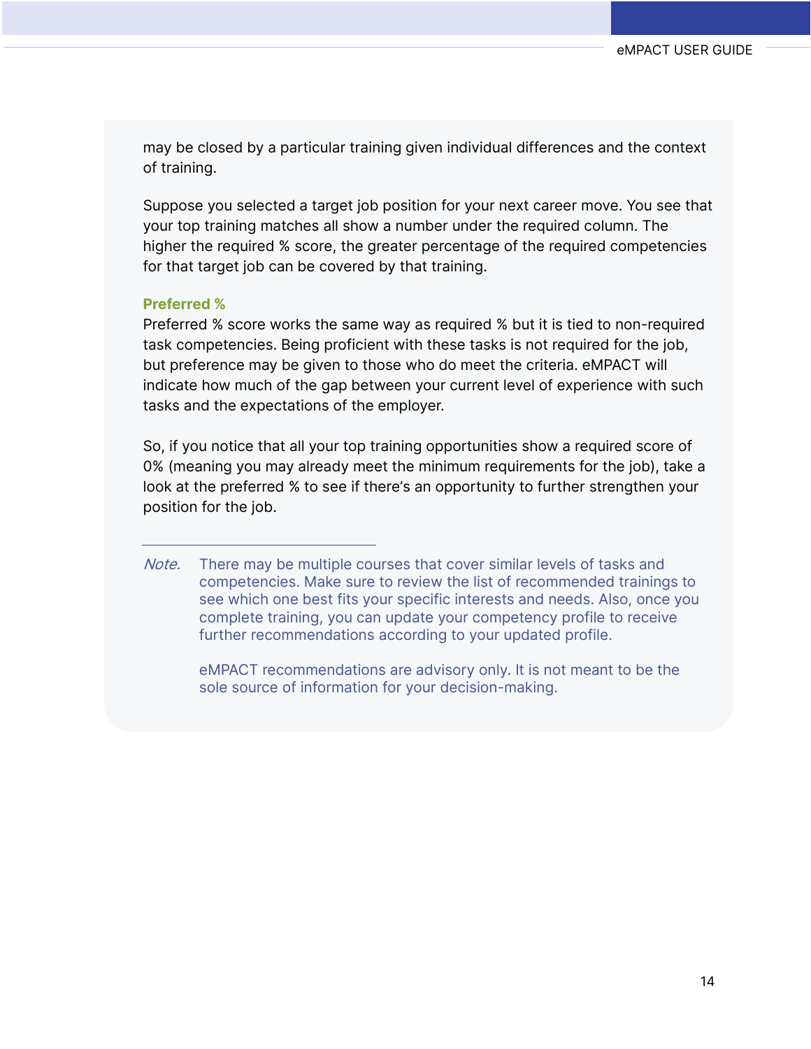may be closed by a particular training given individual differences and the context of training.

Suppose you selected a target job position for your next career move. You see that your top training matches all show a number under the required column. The higher the required % score, the greater percentage of the required competencies for that target job can be covered by that training.

### Preferred %

Preferred % score works the same way as required % but it is tied to non-required task competencies. Being proficient with these tasks is not required for the job, but preference may be given to those who do meet the criteria. eMPACT will indicate how much of the gap between your current level of experience with such tasks and the expectations of the employer.

So, if you notice that all your top training opportunities show a required score of 0% (meaning you may already meet the minimum requirements for the job), take a look at the preferred % to see if there's an opportunity to further strengthen your position for the job.

---

*Note.* There may be multiple courses that cover similar levels of tasks and competencies. Make sure to review the list of recommended trainings to see which one best fits your specific interests and needs. Also, once you complete training, you can update your competency profile to receive further recommendations according to your updated profile.

eMPACT recommendations are advisory only. It is not meant to be the sole source of information for your decision-making.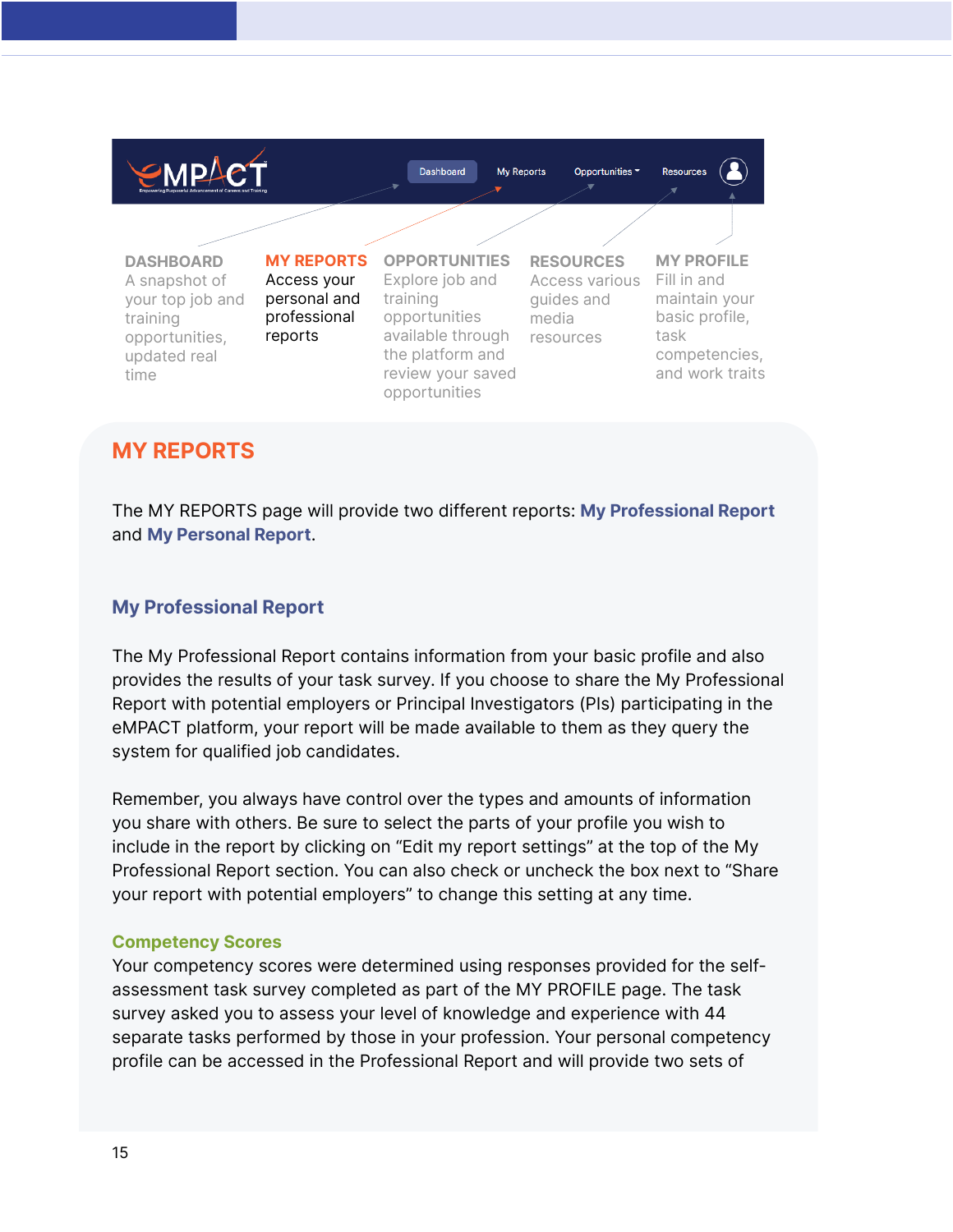DASHBOARD
A snapshot of your top job and training opportunities, updated real time

**MY REPORTS**
Access your personal and professional reports

OPPORTUNITIES
Explore job and training opportunities available through the platform and review your saved opportunities

RESOURCES
Access various guides and media resources

MY PROFILE
Fill in and maintain your basic profile, task competencies, and work traits

## MY REPORTS

The MY REPORTS page will provide two different reports: **My Professional Report** and **My Personal Report**.

### My Professional Report

The My Professional Report contains information from your basic profile and also provides the results of your task survey. If you choose to share the My Professional Report with potential employers or Principal Investigators (PIs) participating in the eMPACT platform, your report will be made available to them as they query the system for qualified job candidates.

Remember, you always have control over the types and amounts of information you share with others. Be sure to select the parts of your profile you wish to include in the report by clicking on "Edit my report settings" at the top of the My Professional Report section. You can also check or uncheck the box next to "Share your report with potential employers" to change this setting at any time.

#### Competency Scores

Your competency scores were determined using responses provided for the self-assessment task survey completed as part of the MY PROFILE page. The task survey asked you to assess your level of knowledge and experience with 44 separate tasks performed by those in your profession. Your personal competency profile can be accessed in the Professional Report and will provide two sets of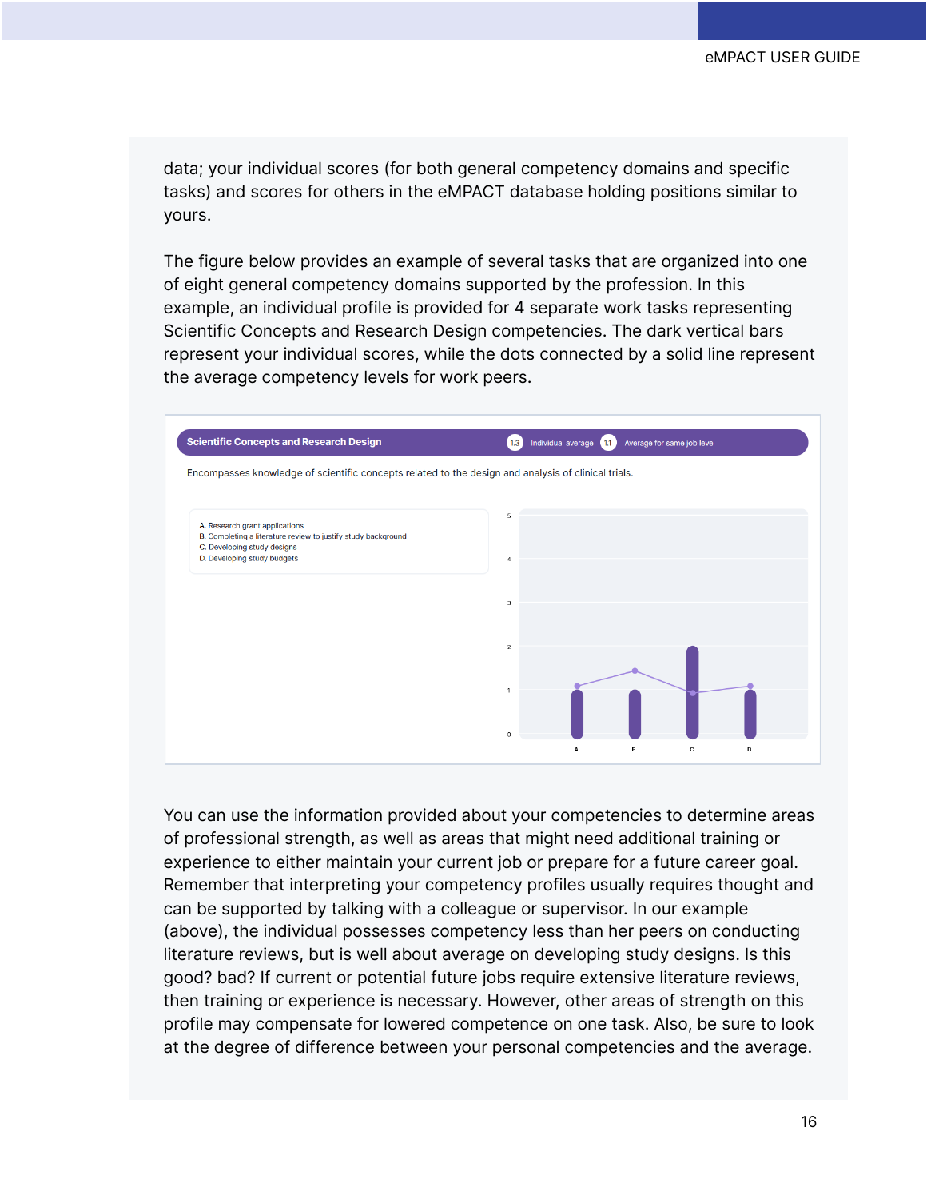data; your individual scores (for both general competency domains and specific tasks) and scores for others in the eMPACT database holding positions similar to yours.

The figure below provides an example of several tasks that are organized into one of eight general competency domains supported by the profession. In this example, an individual profile is provided for 4 separate work tasks representing Scientific Concepts and Research Design competencies. The dark vertical bars represent your individual scores, while the dots connected by a solid line represent the average competency levels for work peers.

**Scientific Concepts and Research Design** — 1.3 Individual average — 1.1 Average for same job level

Encompasses knowledge of scientific concepts related to the design and analysis of clinical trials.

A. Research grant applications
B. Completing a literature review to justify study background
C. Developing study designs
D. Developing study budgets

You can use the information provided about your competencies to determine areas of professional strength, as well as areas that might need additional training or experience to either maintain your current job or prepare for a future career goal. Remember that interpreting your competency profiles usually requires thought and can be supported by talking with a colleague or supervisor. In our example (above), the individual possesses competency less than her peers on conducting literature reviews, but is well about average on developing study designs. Is this good? bad? If current or potential future jobs require extensive literature reviews, then training or experience is necessary. However, other areas of strength on this profile may compensate for lowered competence on one task. Also, be sure to look at the degree of difference between your personal competencies and the average.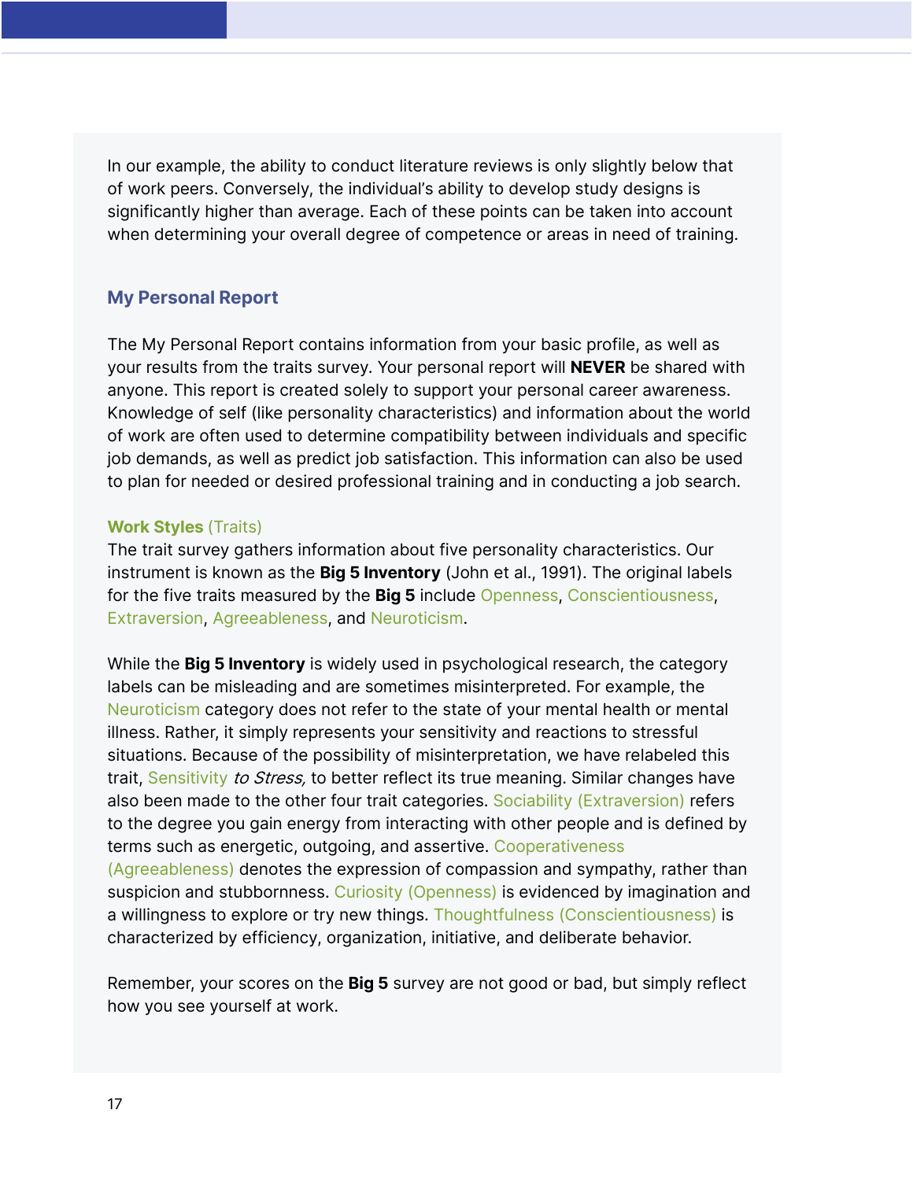In our example, the ability to conduct literature reviews is only slightly below that of work peers. Conversely, the individual's ability to develop study designs is significantly higher than average. Each of these points can be taken into account when determining your overall degree of competence or areas in need of training.

## My Personal Report

The My Personal Report contains information from your basic profile, as well as your results from the traits survey. Your personal report will **NEVER** be shared with anyone. This report is created solely to support your personal career awareness. Knowledge of self (like personality characteristics) and information about the world of work are often used to determine compatibility between individuals and specific job demands, as well as predict job satisfaction. This information can also be used to plan for needed or desired professional training and in conducting a job search.

### **Work Styles** (Traits)

The trait survey gathers information about five personality characteristics. Our instrument is known as the **Big 5 Inventory** (John et al., 1991). The original labels for the five traits measured by the **Big 5** include Openness, Conscientiousness, Extraversion, Agreeableness, and Neuroticism.

While the **Big 5 Inventory** is widely used in psychological research, the category labels can be misleading and are sometimes misinterpreted. For example, the Neuroticism category does not refer to the state of your mental health or mental illness. Rather, it simply represents your sensitivity and reactions to stressful situations. Because of the possibility of misinterpretation, we have relabeled this trait, Sensitivity *to Stress,* to better reflect its true meaning. Similar changes have also been made to the other four trait categories. Sociability (Extraversion) refers to the degree you gain energy from interacting with other people and is defined by terms such as energetic, outgoing, and assertive. Cooperativeness (Agreeableness) denotes the expression of compassion and sympathy, rather than suspicion and stubbornness. Curiosity (Openness) is evidenced by imagination and a willingness to explore or try new things. Thoughtfulness (Conscientiousness) is characterized by efficiency, organization, initiative, and deliberate behavior.

Remember, your scores on the **Big 5** survey are not good or bad, but simply reflect how you see yourself at work.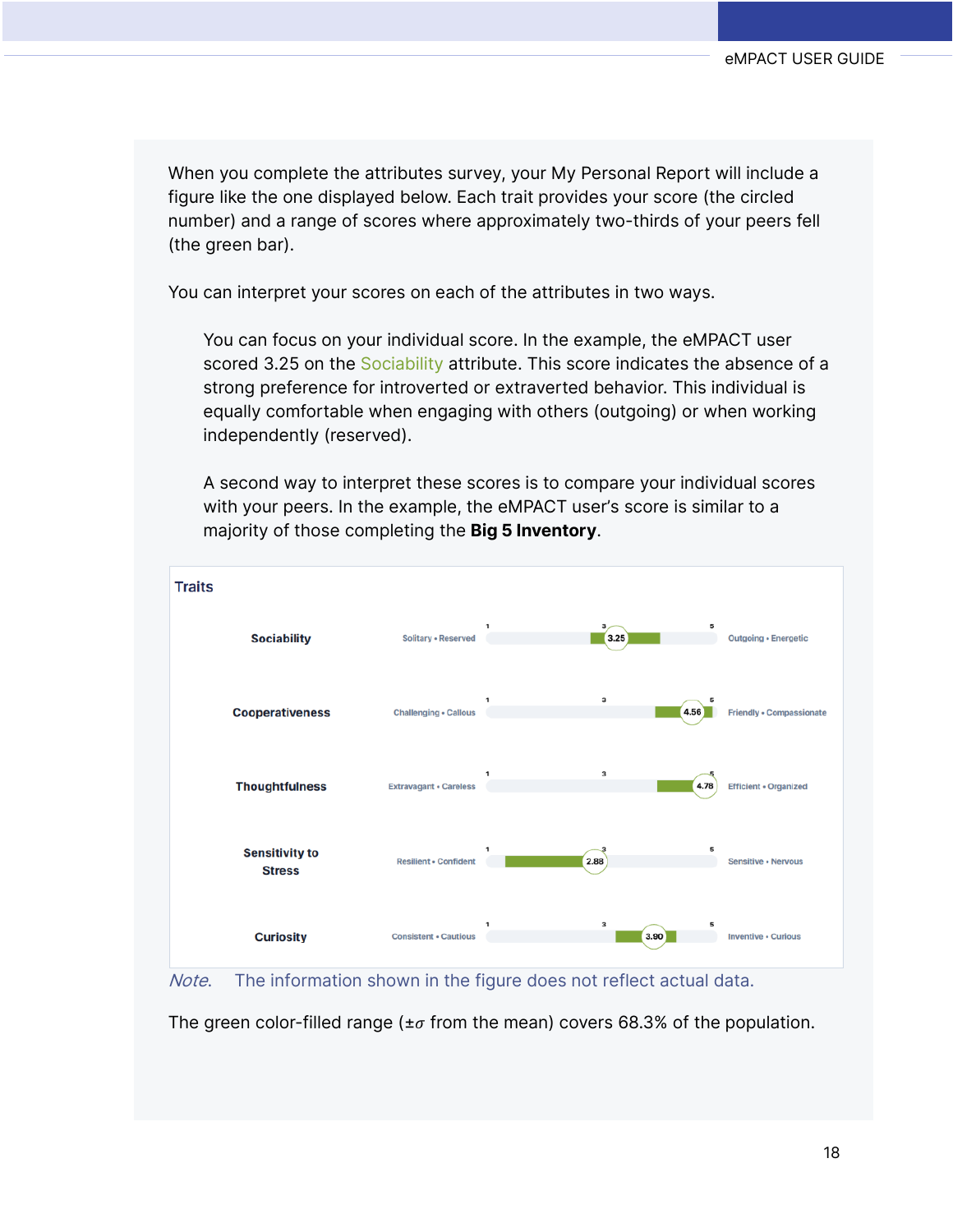When you complete the attributes survey, your My Personal Report will include a figure like the one displayed below. Each trait provides your score (the circled number) and a range of scores where approximately two-thirds of your peers fell (the green bar).

You can interpret your scores on each of the attributes in two ways.

> You can focus on your individual score. In the example, the eMPACT user scored 3.25 on the Sociability attribute. This score indicates the absence of a strong preference for introverted or extraverted behavior. This individual is equally comfortable when engaging with others (outgoing) or when working independently (reserved).
>
> A second way to interpret these scores is to compare your individual scores with your peers. In the example, the eMPACT user's score is similar to a majority of those completing the **Big 5 Inventory**.

**Traits**

| Trait | Low end | Score (scale 1–5) | High end |
|---|---|---|---|
| Sociability | Solitary • Reserved | 3.25 | Outgoing • Energetic |
| Cooperativeness | Challenging • Callous | 4.56 | Friendly • Compassionate |
| Thoughtfulness | Extravagant • Careless | 4.78 | Efficient • Organized |
| Sensitivity to Stress | Resilient • Confident | 2.88 | Sensitive • Nervous |
| Curiosity | Consistent • Cautious | 3.90 | Inventive • Curious |

*Note*. The information shown in the figure does not reflect actual data.

The green color-filled range ($\pm\sigma$ from the mean) covers 68.3% of the population.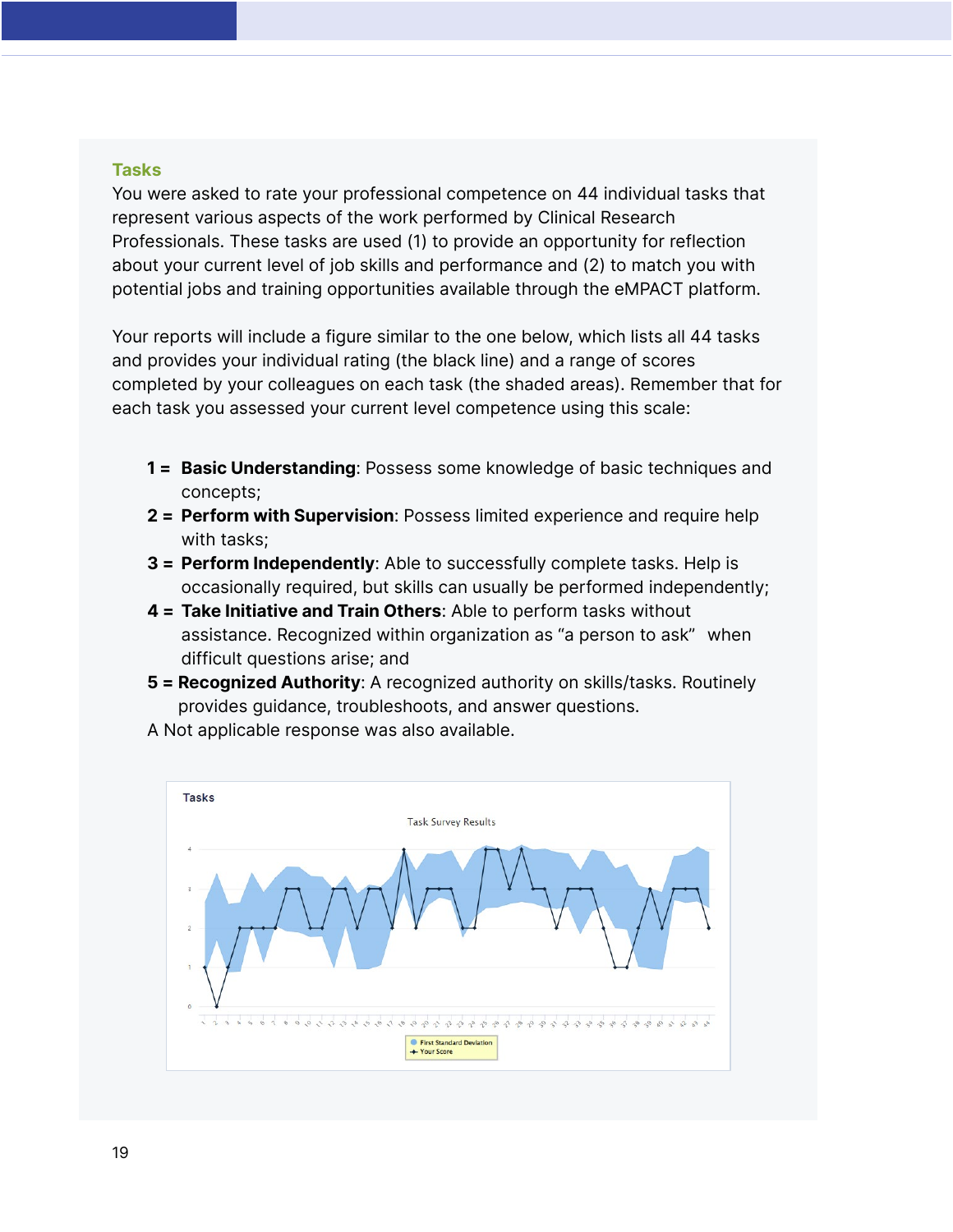## Tasks

You were asked to rate your professional competence on 44 individual tasks that represent various aspects of the work performed by Clinical Research Professionals. These tasks are used (1) to provide an opportunity for reflection about your current level of job skills and performance and (2) to match you with potential jobs and training opportunities available through the eMPACT platform.

Your reports will include a figure similar to the one below, which lists all 44 tasks and provides your individual rating (the black line) and a range of scores completed by your colleagues on each task (the shaded areas). Remember that for each task you assessed your current level competence using this scale:

1 = **Basic Understanding**: Possess some knowledge of basic techniques and concepts;
2 = **Perform with Supervision**: Possess limited experience and require help with tasks;
3 = **Perform Independently**: Able to successfully complete tasks. Help is occasionally required, but skills can usually be performed independently;
4 = **Take Initiative and Train Others**: Able to perform tasks without assistance. Recognized within organization as "a person to ask" when difficult questions arise; and
5 = **Recognized Authority**: A recognized authority on skills/tasks. Routinely provides guidance, troubleshoots, and answer questions.

A Not applicable response was also available.

**Tasks**

Task Survey Results

First Standard Deviation
Your Score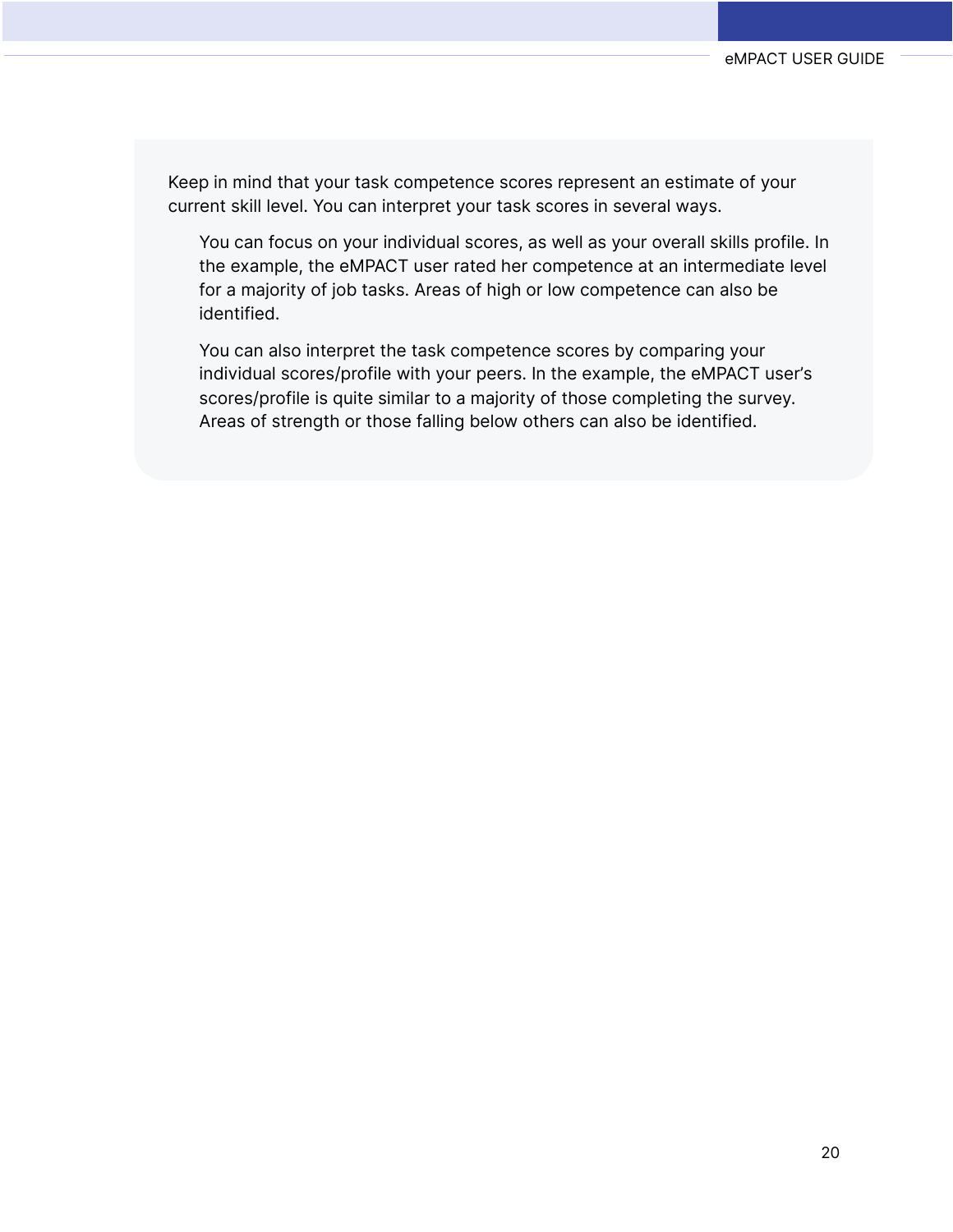Keep in mind that your task competence scores represent an estimate of your current skill level. You can interpret your task scores in several ways.

> You can focus on your individual scores, as well as your overall skills profile. In the example, the eMPACT user rated her competence at an intermediate level for a majority of job tasks. Areas of high or low competence can also be identified.
>
> You can also interpret the task competence scores by comparing your individual scores/profile with your peers. In the example, the eMPACT user's scores/profile is quite similar to a majority of those completing the survey. Areas of strength or those falling below others can also be identified.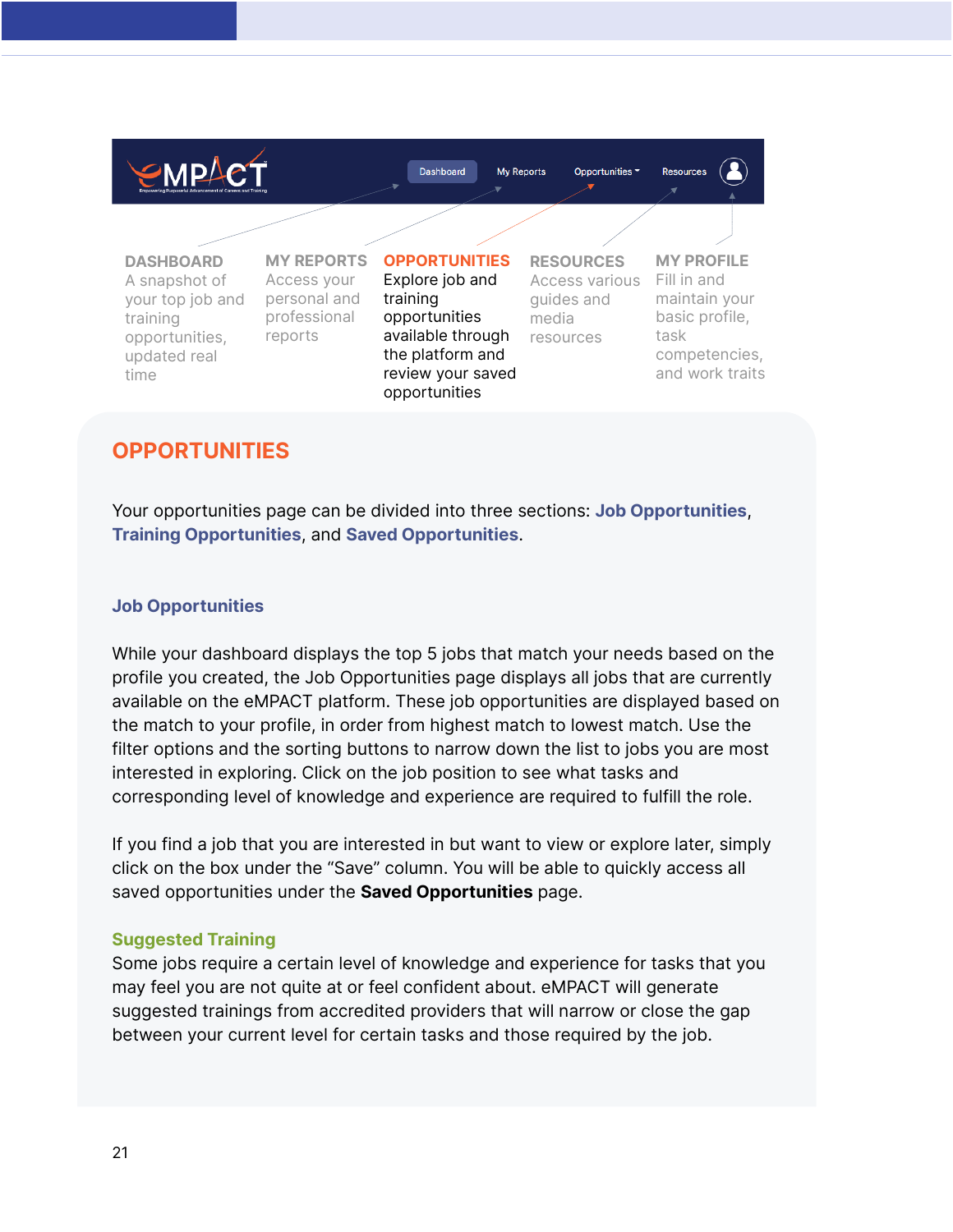DASHBOARD
A snapshot of your top job and training opportunities, updated real time

MY REPORTS
Access your personal and professional reports

OPPORTUNITIES
Explore job and training opportunities available through the platform and review your saved opportunities

RESOURCES
Access various guides and media resources

MY PROFILE
Fill in and maintain your basic profile, task competencies, and work traits

## OPPORTUNITIES

Your opportunities page can be divided into three sections: **Job Opportunities**, **Training Opportunities**, and **Saved Opportunities**.

### Job Opportunities

While your dashboard displays the top 5 jobs that match your needs based on the profile you created, the Job Opportunities page displays all jobs that are currently available on the eMPACT platform. These job opportunities are displayed based on the match to your profile, in order from highest match to lowest match. Use the filter options and the sorting buttons to narrow down the list to jobs you are most interested in exploring. Click on the job position to see what tasks and corresponding level of knowledge and experience are required to fulfill the role.

If you find a job that you are interested in but want to view or explore later, simply click on the box under the "Save" column. You will be able to quickly access all saved opportunities under the **Saved Opportunities** page.

#### Suggested Training

Some jobs require a certain level of knowledge and experience for tasks that you may feel you are not quite at or feel confident about. eMPACT will generate suggested trainings from accredited providers that will narrow or close the gap between your current level for certain tasks and those required by the job.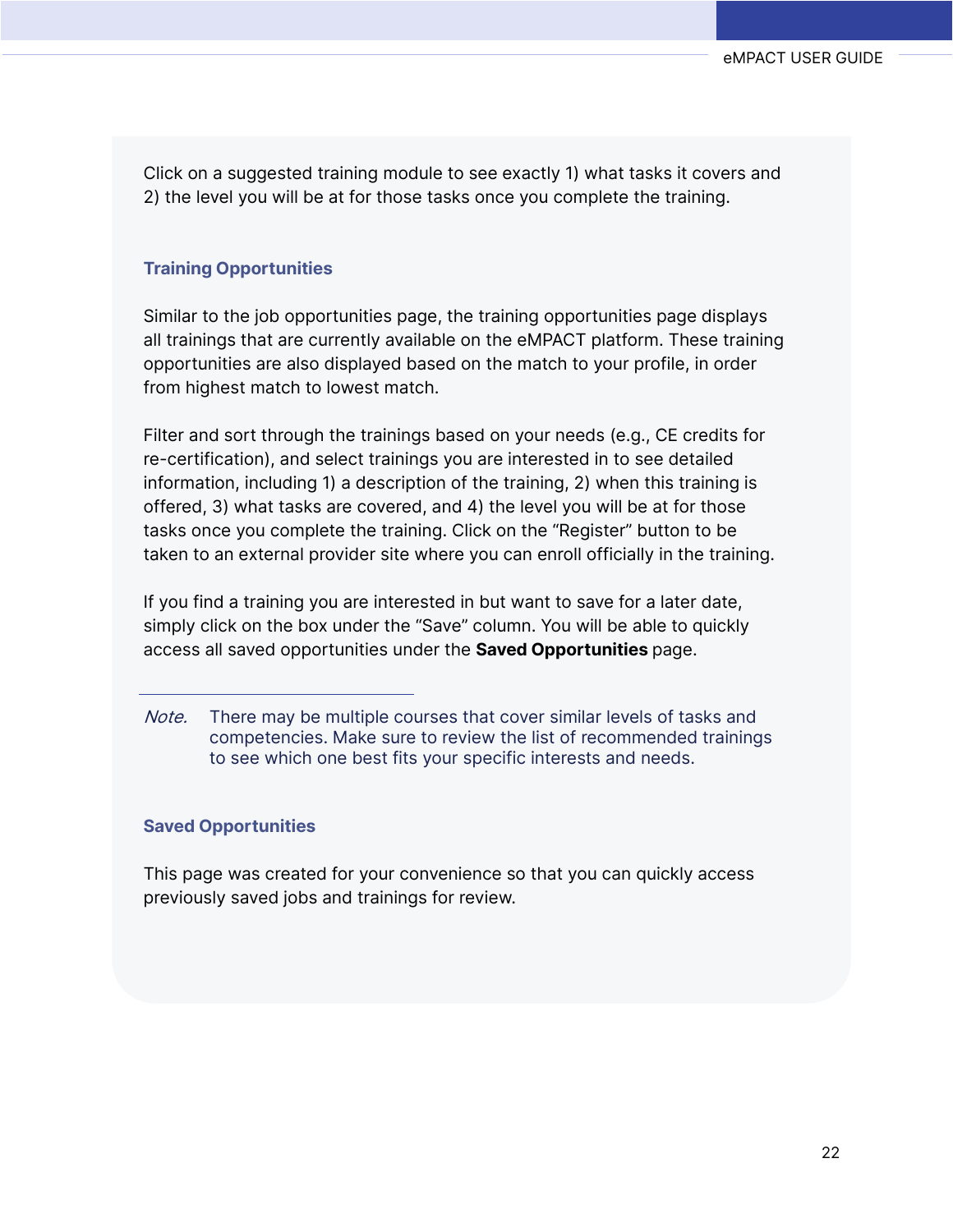Click on a suggested training module to see exactly 1) what tasks it covers and 2) the level you will be at for those tasks once you complete the training.

### Training Opportunities

Similar to the job opportunities page, the training opportunities page displays all trainings that are currently available on the eMPACT platform. These training opportunities are also displayed based on the match to your profile, in order from highest match to lowest match.

Filter and sort through the trainings based on your needs (e.g., CE credits for re-certification), and select trainings you are interested in to see detailed information, including 1) a description of the training, 2) when this training is offered, 3) what tasks are covered, and 4) the level you will be at for those tasks once you complete the training. Click on the "Register" button to be taken to an external provider site where you can enroll officially in the training.

If you find a training you are interested in but want to save for a later date, simply click on the box under the "Save" column. You will be able to quickly access all saved opportunities under the **Saved Opportunities** page.

---

*Note.* There may be multiple courses that cover similar levels of tasks and competencies. Make sure to review the list of recommended trainings to see which one best fits your specific interests and needs.

### Saved Opportunities

This page was created for your convenience so that you can quickly access previously saved jobs and trainings for review.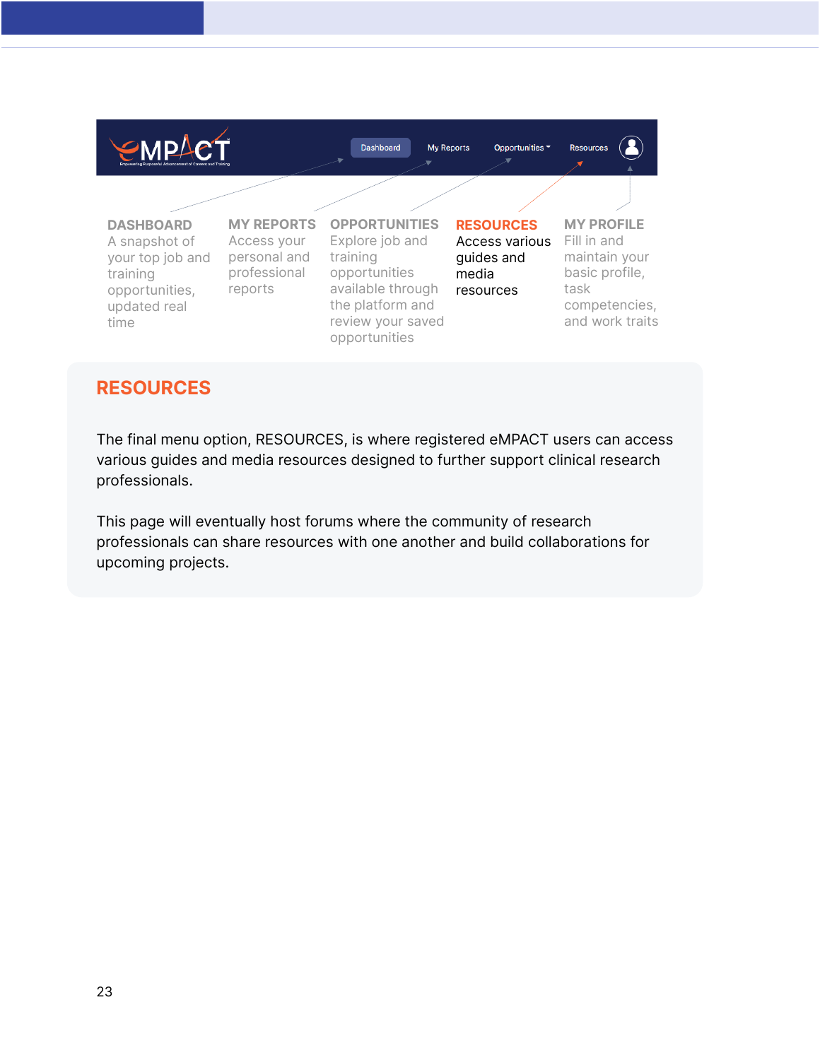DASHBOARD
A snapshot of your top job and training opportunities, updated real time

MY REPORTS
Access your personal and professional reports

OPPORTUNITIES
Explore job and training opportunities available through the platform and review your saved opportunities

RESOURCES
Access various guides and media resources

MY PROFILE
Fill in and maintain your basic profile, task competencies, and work traits

## RESOURCES

The final menu option, RESOURCES, is where registered eMPACT users can access various guides and media resources designed to further support clinical research professionals.

This page will eventually host forums where the community of research professionals can share resources with one another and build collaborations for upcoming projects.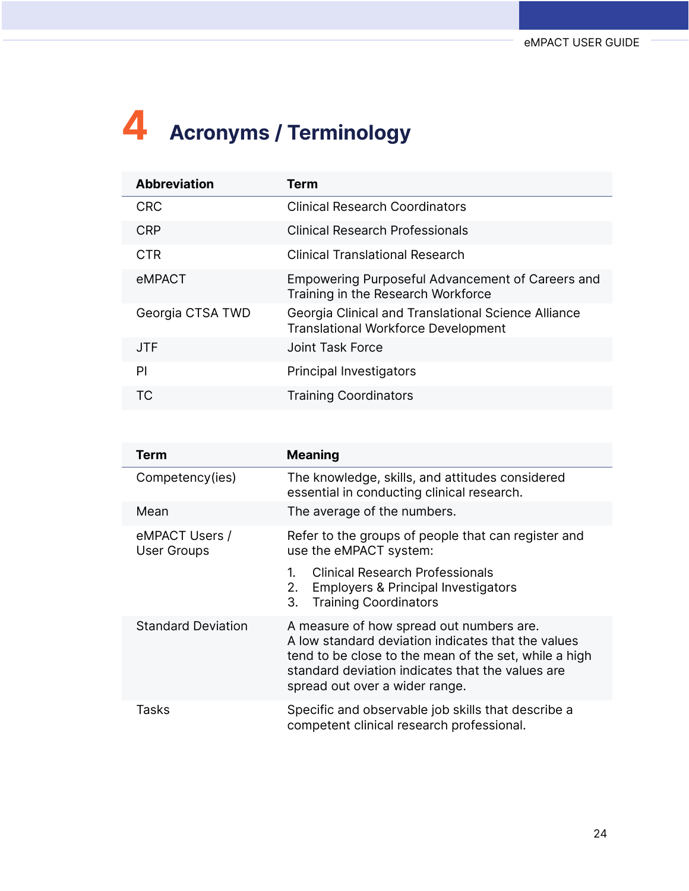# 4 Acronyms / Terminology

| Abbreviation | Term |
|---|---|
| CRC | Clinical Research Coordinators |
| CRP | Clinical Research Professionals |
| CTR | Clinical Translational Research |
| eMPACT | Empowering Purposeful Advancement of Careers and Training in the Research Workforce |
| Georgia CTSA TWD | Georgia Clinical and Translational Science Alliance Translational Workforce Development |
| JTF | Joint Task Force |
| PI | Principal Investigators |
| TC | Training Coordinators |

| Term | Meaning |
|---|---|
| Competency(ies) | The knowledge, skills, and attitudes considered essential in conducting clinical research. |
| Mean | The average of the numbers. |
| eMPACT Users / User Groups | Refer to the groups of people that can register and use the eMPACT system:<br>1. Clinical Research Professionals<br>2. Employers & Principal Investigators<br>3. Training Coordinators |
| Standard Deviation | A measure of how spread out numbers are. A low standard deviation indicates that the values tend to be close to the mean of the set, while a high standard deviation indicates that the values are spread out over a wider range. |
| Tasks | Specific and observable job skills that describe a competent clinical research professional. |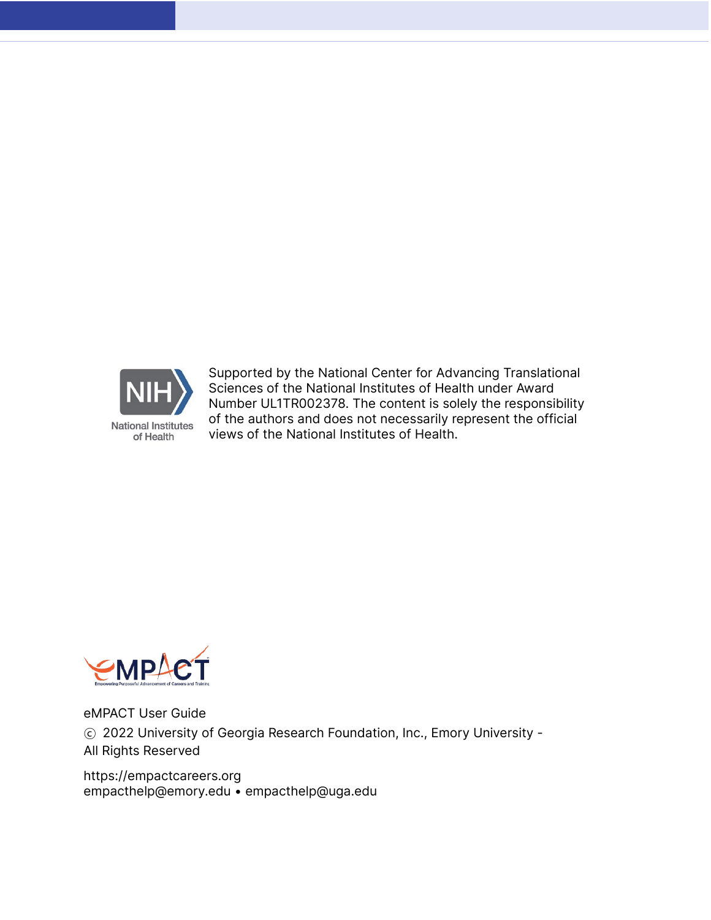National Institutes of Health

Supported by the National Center for Advancing Translational Sciences of the National Institutes of Health under Award Number UL1TR002378. The content is solely the responsibility of the authors and does not necessarily represent the official views of the National Institutes of Health.

eMPACT User Guide

© 2022 University of Georgia Research Foundation, Inc., Emory University - All Rights Reserved

https://empactcareers.org
empacthelp@emory.edu • empacthelp@uga.edu